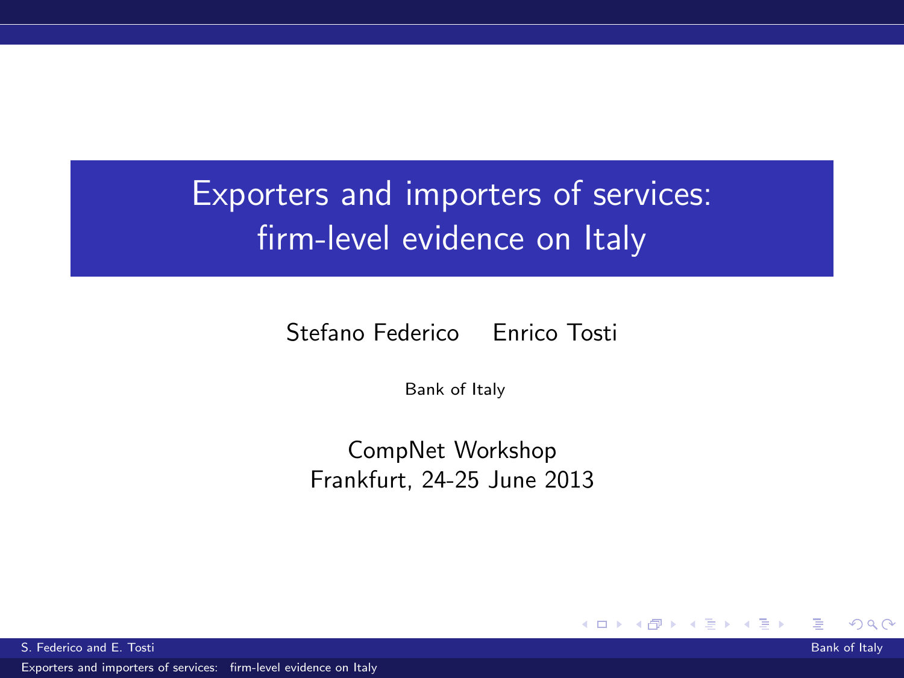# Exporters and importers of services: firm-level evidence on Italy

Stefano Federico Enrico Tosti

Bank of Italy

CompNet Workshop
Frankfurt, 24-25 June 2013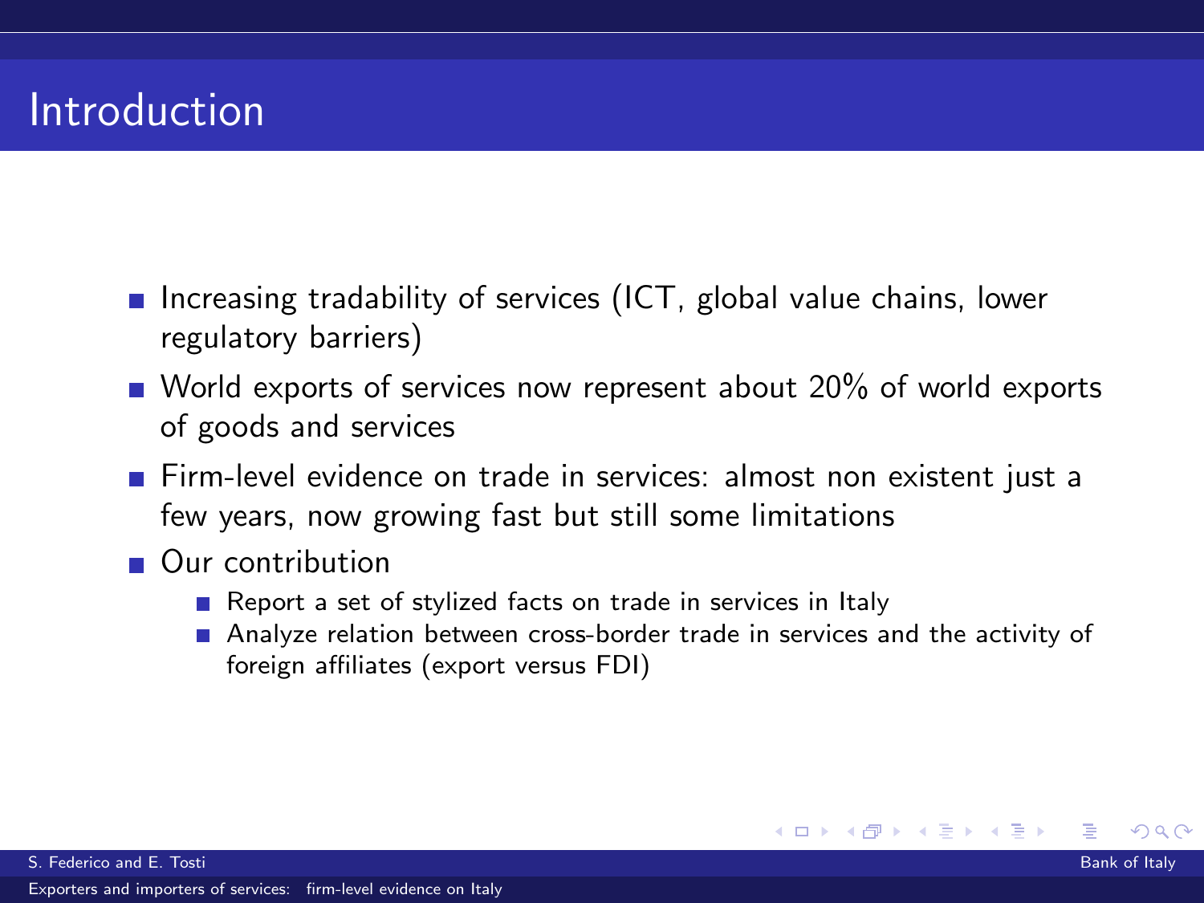# Introduction

- Increasing tradability of services (ICT, global value chains, lower regulatory barriers)
- World exports of services now represent about 20% of world exports of goods and services
- Firm-level evidence on trade in services: almost non existent just a few years, now growing fast but still some limitations
- Our contribution
  - Report a set of stylized facts on trade in services in Italy
  - Analyze relation between cross-border trade in services and the activity of foreign affiliates (export versus FDI)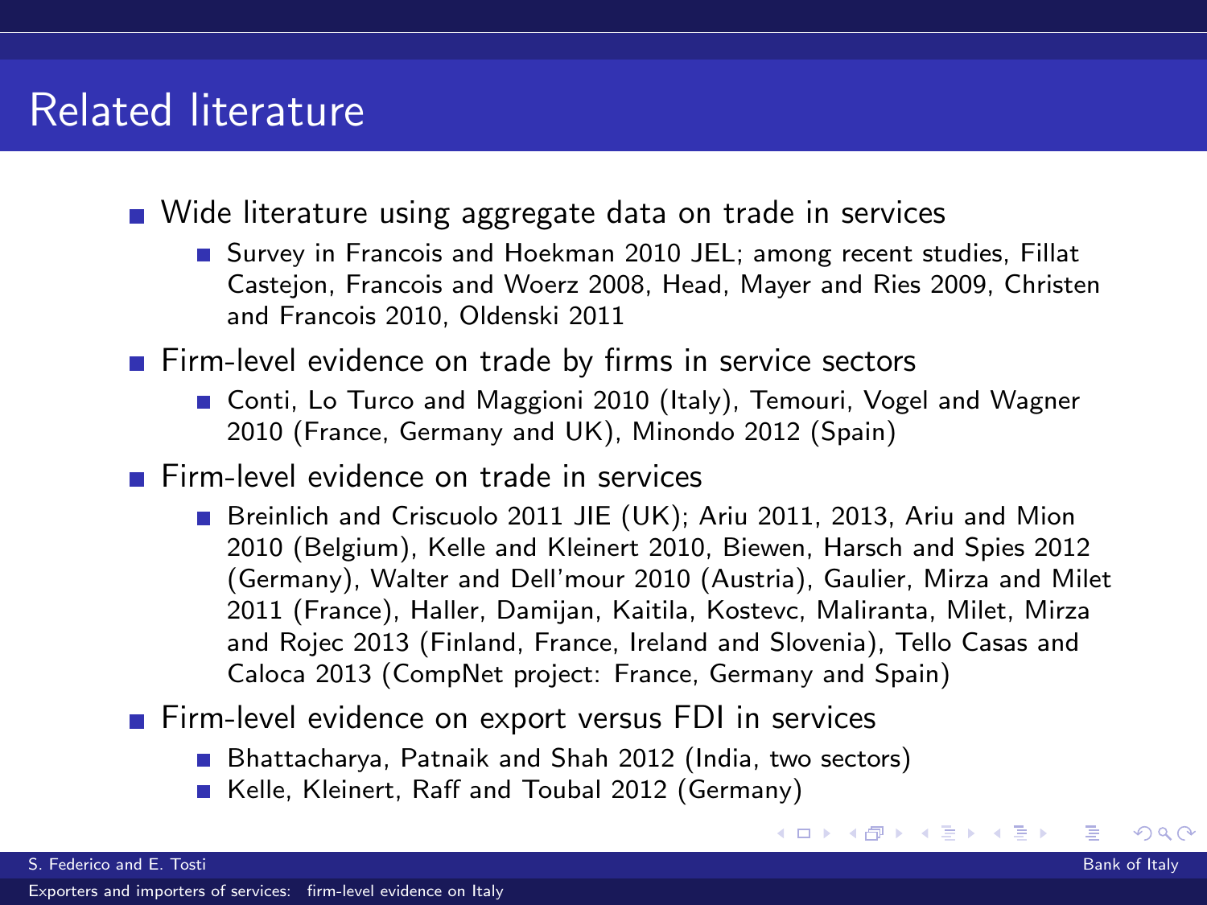# Related literature

- Wide literature using aggregate data on trade in services
  - Survey in Francois and Hoekman 2010 JEL; among recent studies, Fillat Castejon, Francois and Woerz 2008, Head, Mayer and Ries 2009, Christen and Francois 2010, Oldenski 2011
- Firm-level evidence on trade by firms in service sectors
  - Conti, Lo Turco and Maggioni 2010 (Italy), Temouri, Vogel and Wagner 2010 (France, Germany and UK), Minondo 2012 (Spain)
- Firm-level evidence on trade in services
  - Breinlich and Criscuolo 2011 JIE (UK); Ariu 2011, 2013, Ariu and Mion 2010 (Belgium), Kelle and Kleinert 2010, Biewen, Harsch and Spies 2012 (Germany), Walter and Dell'mour 2010 (Austria), Gaulier, Mirza and Milet 2011 (France), Haller, Damijan, Kaitila, Kostevc, Maliranta, Milet, Mirza and Rojec 2013 (Finland, France, Ireland and Slovenia), Tello Casas and Caloca 2013 (CompNet project: France, Germany and Spain)
- Firm-level evidence on export versus FDI in services
  - Bhattacharya, Patnaik and Shah 2012 (India, two sectors)
  - Kelle, Kleinert, Raff and Toubal 2012 (Germany)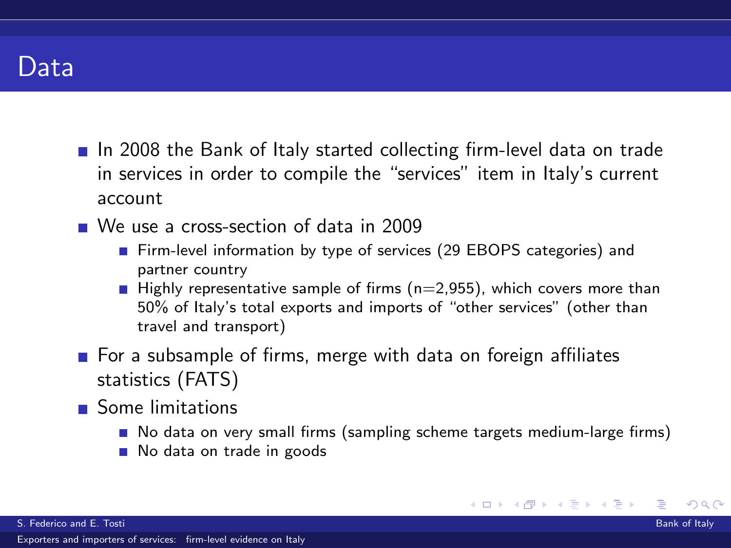# Data

- In 2008 the Bank of Italy started collecting firm-level data on trade in services in order to compile the "services" item in Italy's current account
- We use a cross-section of data in 2009
  - Firm-level information by type of services (29 EBOPS categories) and partner country
  - Highly representative sample of firms (n=2,955), which covers more than 50% of Italy's total exports and imports of "other services" (other than travel and transport)
- For a subsample of firms, merge with data on foreign affiliates statistics (FATS)
- Some limitations
  - No data on very small firms (sampling scheme targets medium-large firms)
  - No data on trade in goods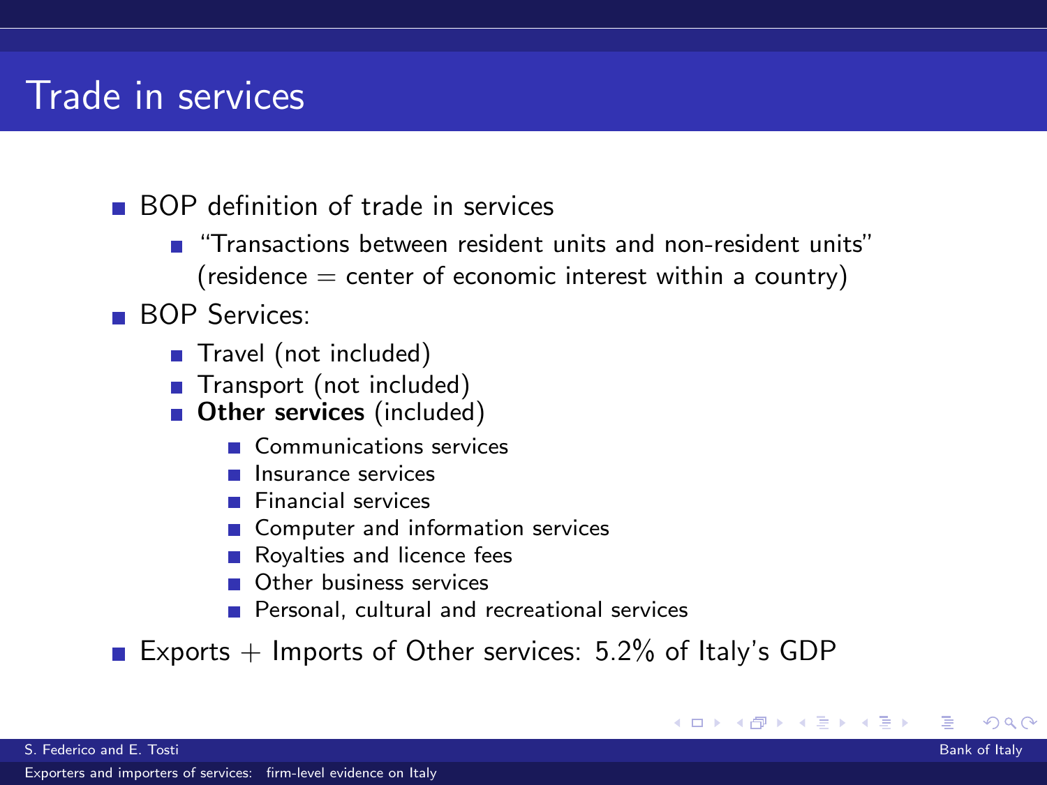# Trade in services

- BOP definition of trade in services
  - "Transactions between resident units and non-resident units" (residence = center of economic interest within a country)
- BOP Services:
  - Travel (not included)
  - Transport (not included)
  - **Other services** (included)
    - Communications services
    - Insurance services
    - Financial services
    - Computer and information services
    - Royalties and licence fees
    - Other business services
    - Personal, cultural and recreational services
- Exports + Imports of Other services: 5.2% of Italy's GDP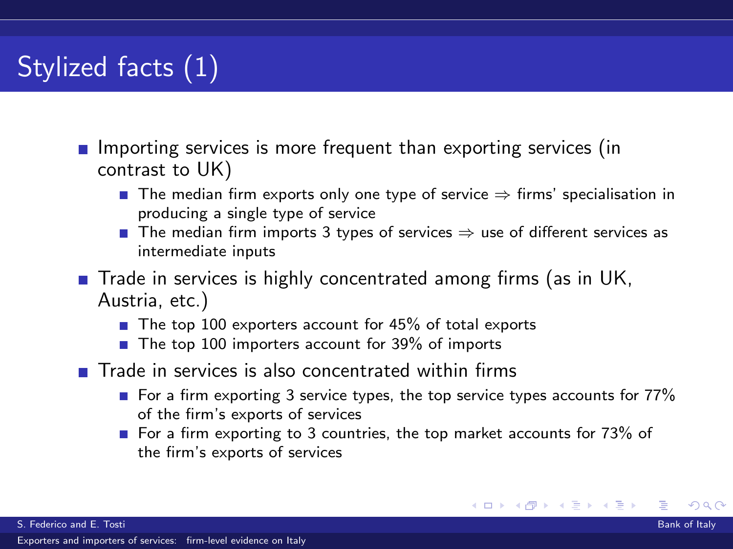# Stylized facts (1)

- Importing services is more frequent than exporting services (in contrast to UK)
  - The median firm exports only one type of service $\Rightarrow$ firms' specialisation in producing a single type of service
  - The median firm imports 3 types of services $\Rightarrow$ use of different services as intermediate inputs
- Trade in services is highly concentrated among firms (as in UK, Austria, etc.)
  - The top 100 exporters account for 45% of total exports
  - The top 100 importers account for 39% of imports
- Trade in services is also concentrated within firms
  - For a firm exporting 3 service types, the top service types accounts for 77% of the firm's exports of services
  - For a firm exporting to 3 countries, the top market accounts for 73% of the firm's exports of services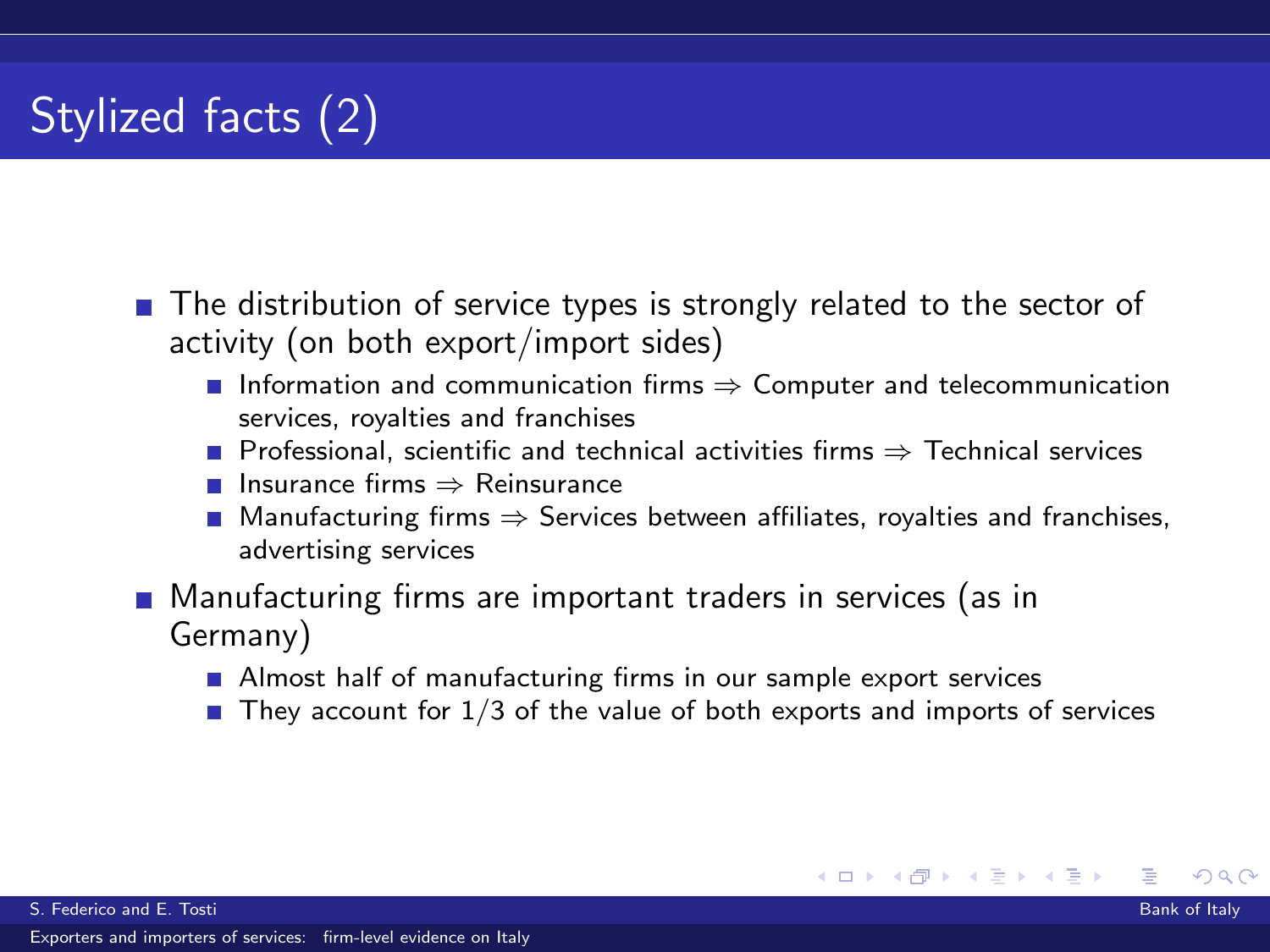# Stylized facts (2)

- The distribution of service types is strongly related to the sector of activity (on both export/import sides)
  - Information and communication firms ⇒ Computer and telecommunication services, royalties and franchises
  - Professional, scientific and technical activities firms ⇒ Technical services
  - Insurance firms ⇒ Reinsurance
  - Manufacturing firms ⇒ Services between affiliates, royalties and franchises, advertising services
- Manufacturing firms are important traders in services (as in Germany)
  - Almost half of manufacturing firms in our sample export services
  - They account for 1/3 of the value of both exports and imports of services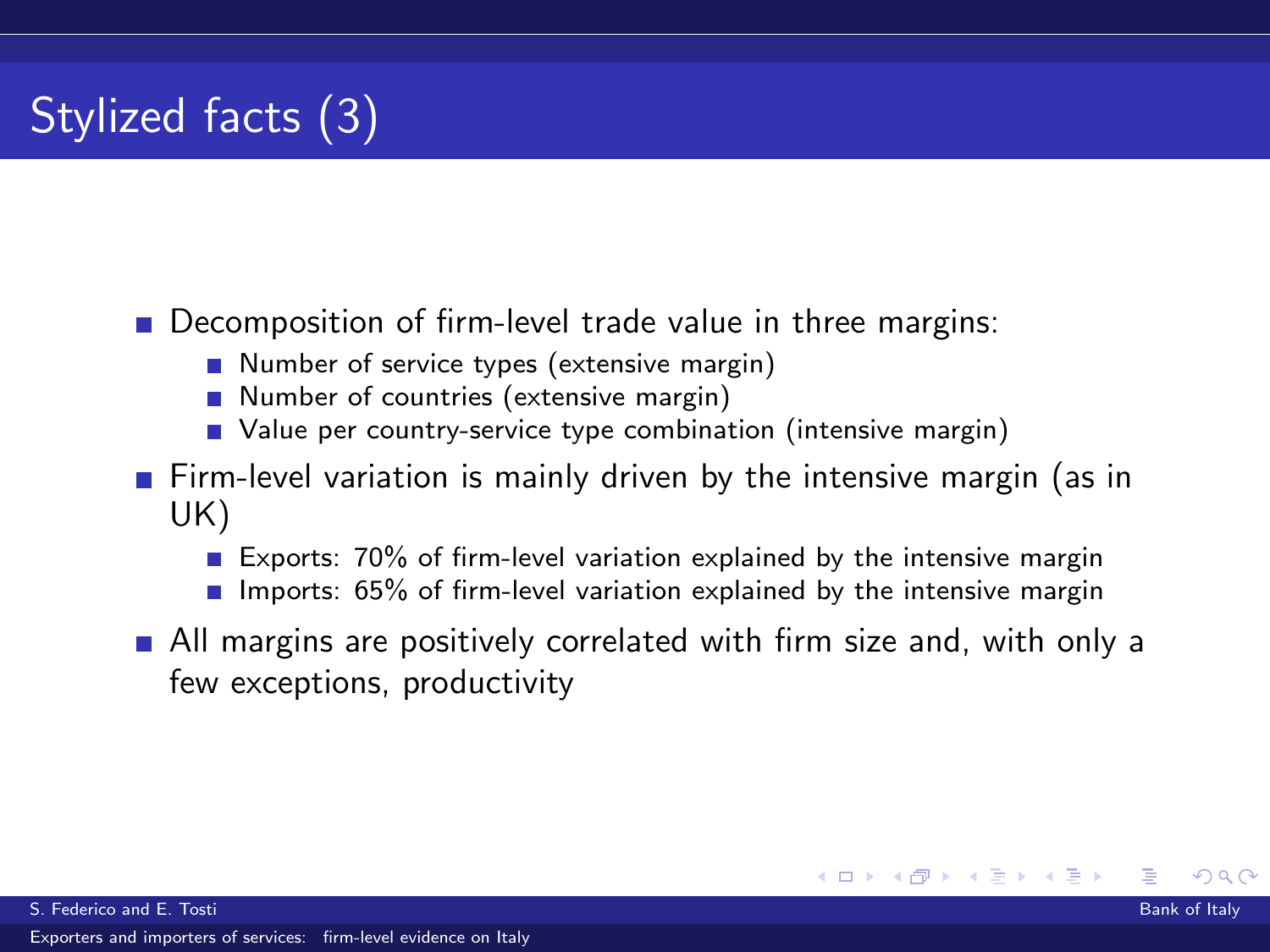# Stylized facts (3)

- Decomposition of firm-level trade value in three margins:
  - Number of service types (extensive margin)
  - Number of countries (extensive margin)
  - Value per country-service type combination (intensive margin)
- Firm-level variation is mainly driven by the intensive margin (as in UK)
  - Exports: 70% of firm-level variation explained by the intensive margin
  - Imports: 65% of firm-level variation explained by the intensive margin
- All margins are positively correlated with firm size and, with only a few exceptions, productivity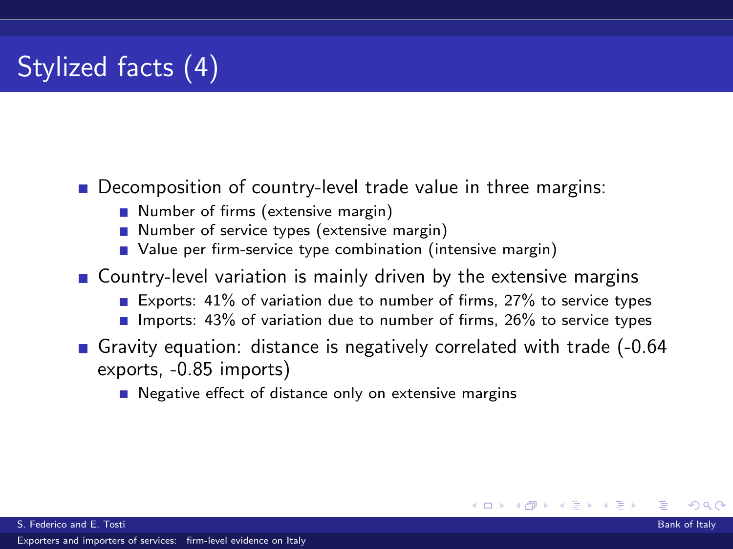# Stylized facts (4)

- Decomposition of country-level trade value in three margins:
  - Number of firms (extensive margin)
  - Number of service types (extensive margin)
  - Value per firm-service type combination (intensive margin)
- Country-level variation is mainly driven by the extensive margins
  - Exports: 41% of variation due to number of firms, 27% to service types
  - Imports: 43% of variation due to number of firms, 26% to service types
- Gravity equation: distance is negatively correlated with trade (-0.64 exports, -0.85 imports)
  - Negative effect of distance only on extensive margins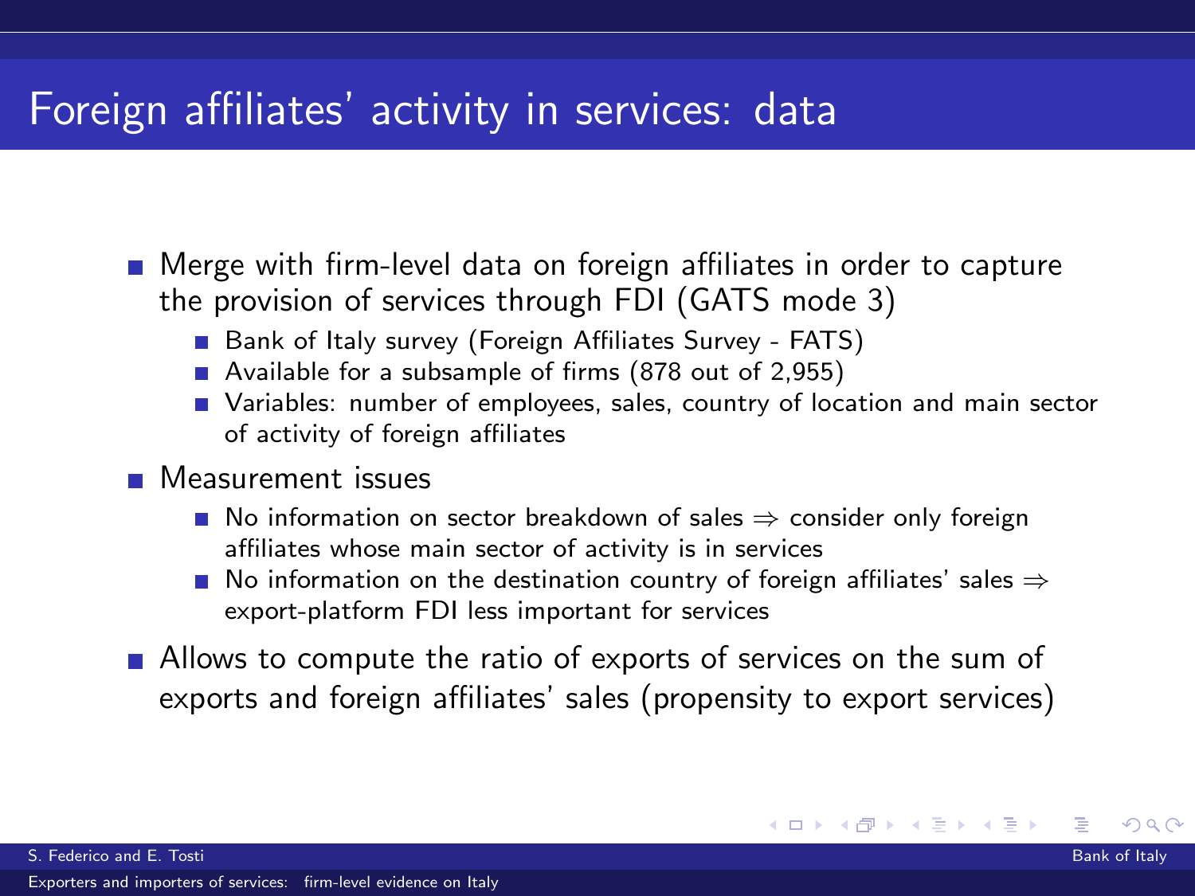# Foreign affiliates' activity in services: data

- Merge with firm-level data on foreign affiliates in order to capture the provision of services through FDI (GATS mode 3)
  - Bank of Italy survey (Foreign Affiliates Survey - FATS)
  - Available for a subsample of firms (878 out of 2,955)
  - Variables: number of employees, sales, country of location and main sector of activity of foreign affiliates
- Measurement issues
  - No information on sector breakdown of sales ⇒ consider only foreign affiliates whose main sector of activity is in services
  - No information on the destination country of foreign affiliates' sales ⇒ export-platform FDI less important for services
- Allows to compute the ratio of exports of services on the sum of exports and foreign affiliates' sales (propensity to export services)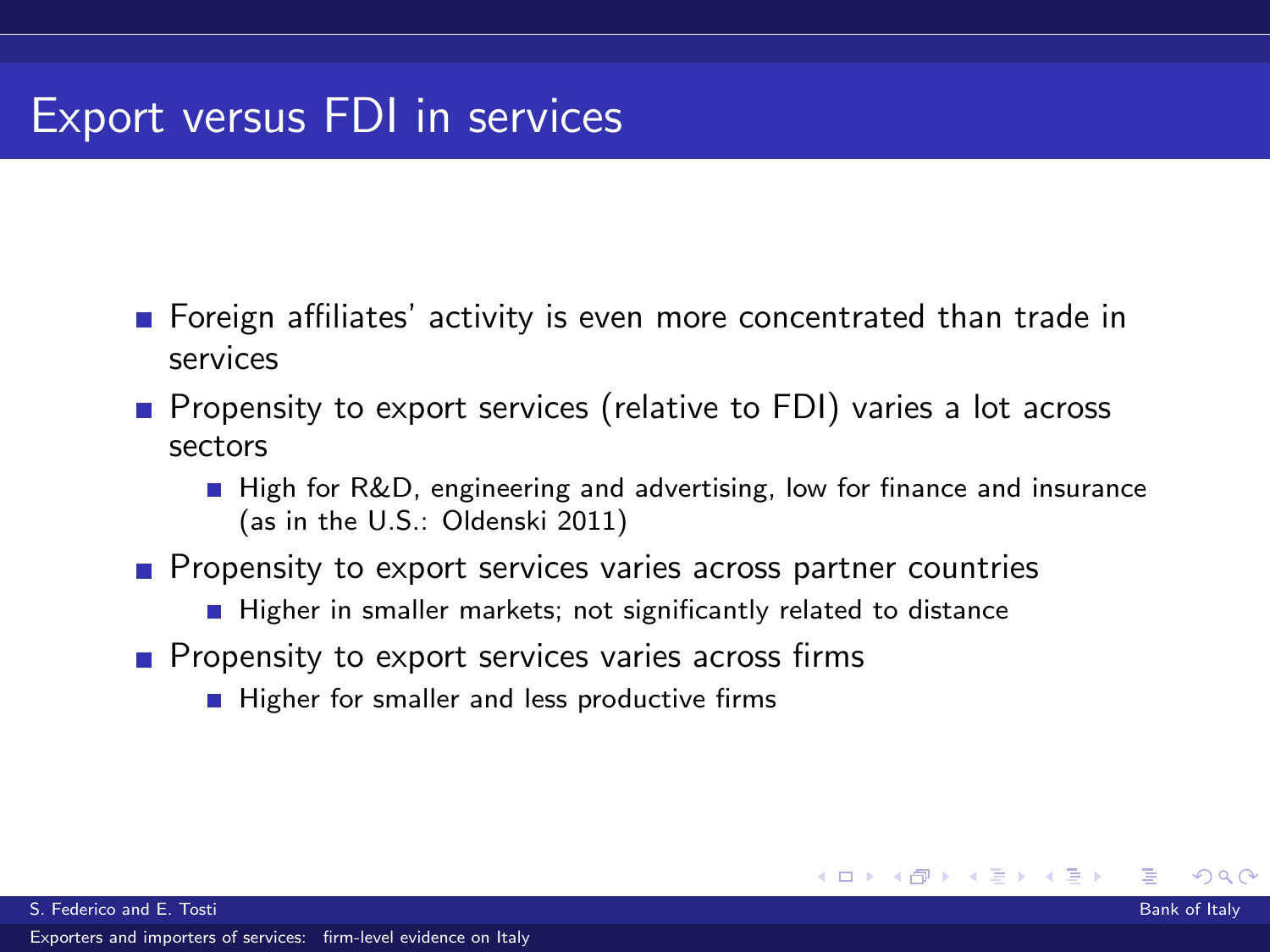# Export versus FDI in services

- Foreign affiliates' activity is even more concentrated than trade in services
- Propensity to export services (relative to FDI) varies a lot across sectors
  - High for R&D, engineering and advertising, low for finance and insurance (as in the U.S.: Oldenski 2011)
- Propensity to export services varies across partner countries
  - Higher in smaller markets; not significantly related to distance
- Propensity to export services varies across firms
  - Higher for smaller and less productive firms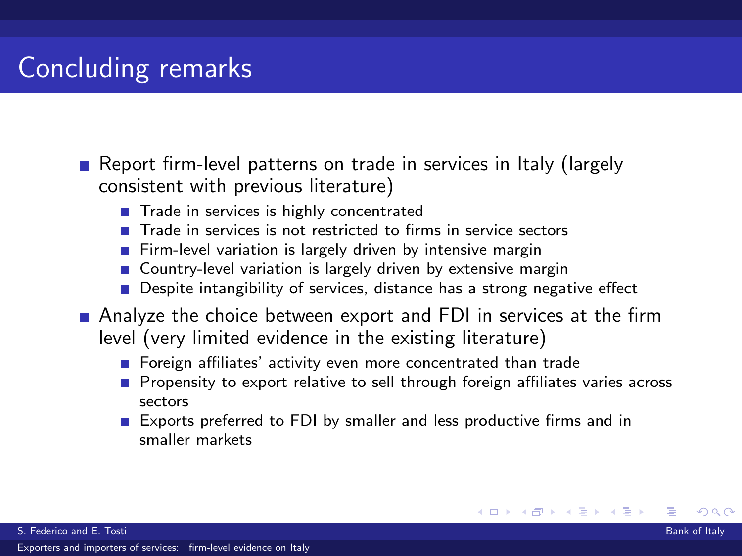# Concluding remarks

- Report firm-level patterns on trade in services in Italy (largely consistent with previous literature)
  - Trade in services is highly concentrated
  - Trade in services is not restricted to firms in service sectors
  - Firm-level variation is largely driven by intensive margin
  - Country-level variation is largely driven by extensive margin
  - Despite intangibility of services, distance has a strong negative effect
- Analyze the choice between export and FDI in services at the firm level (very limited evidence in the existing literature)
  - Foreign affiliates' activity even more concentrated than trade
  - Propensity to export relative to sell through foreign affiliates varies across sectors
  - Exports preferred to FDI by smaller and less productive firms and in smaller markets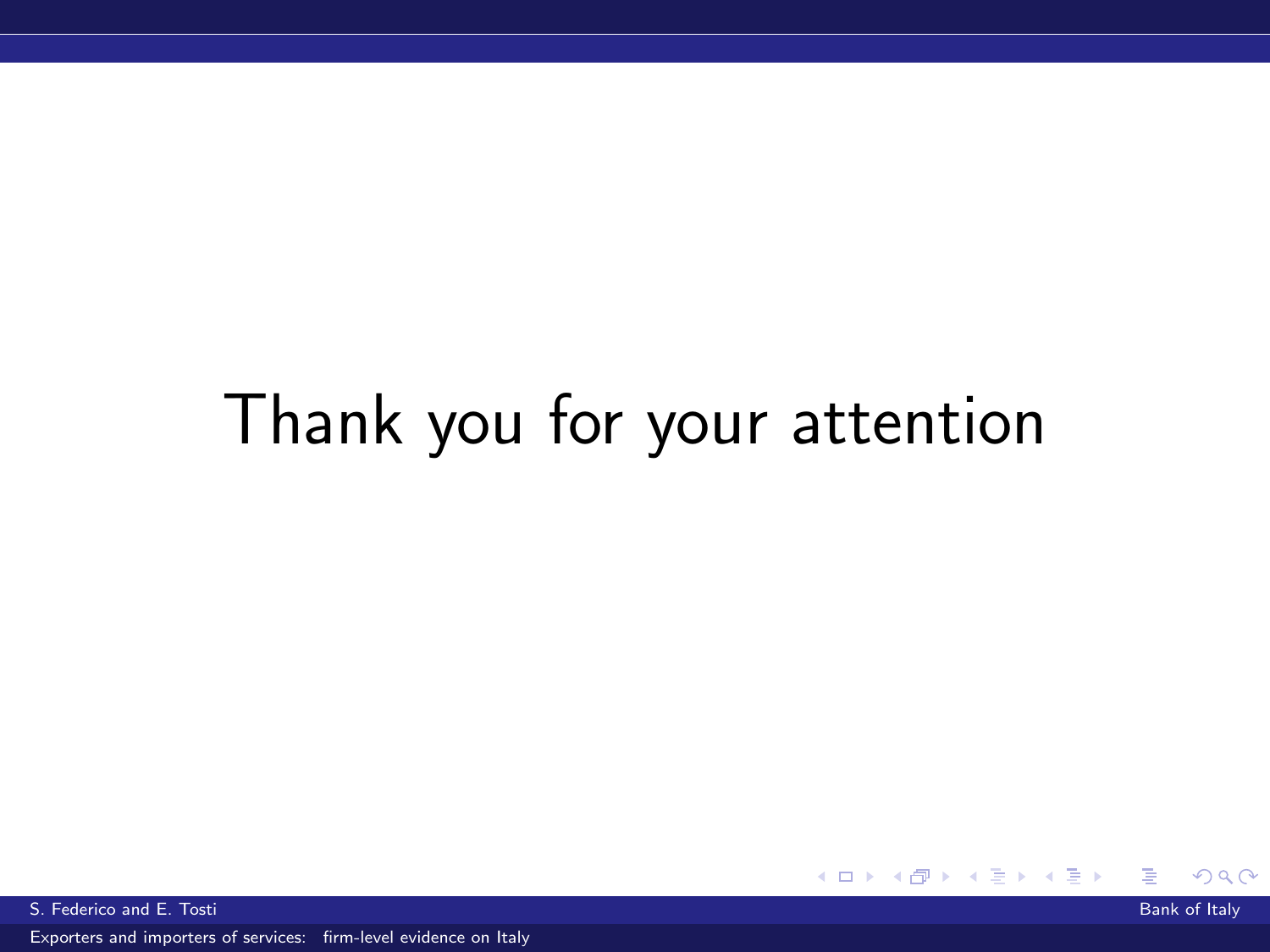Thank you for your attention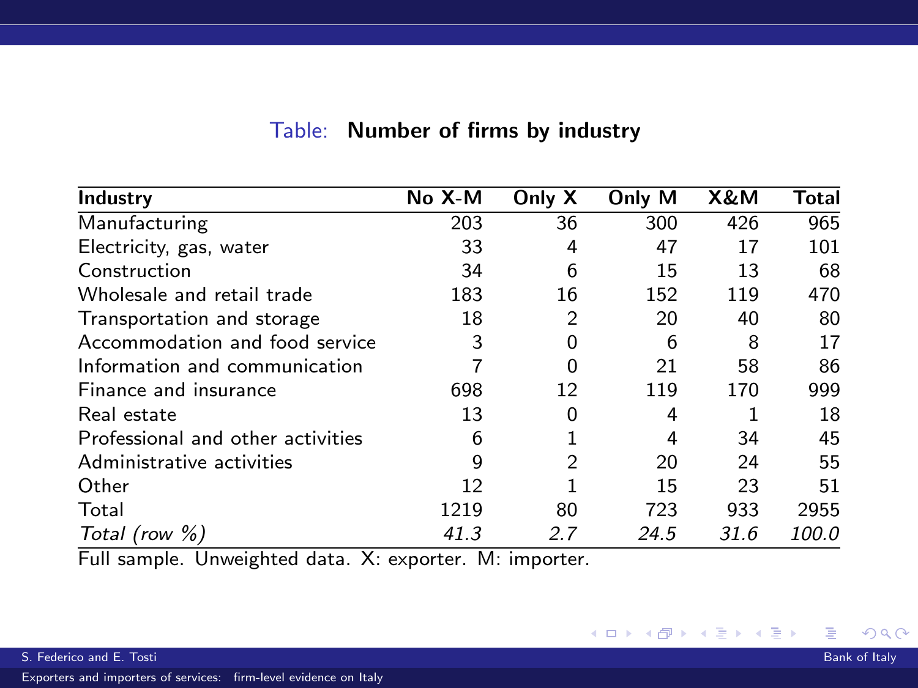Table: **Number of firms by industry**

| Industry | No X-M | Only X | Only M | X&M | Total |
|---|---|---|---|---|---|
| Manufacturing | 203 | 36 | 300 | 426 | 965 |
| Electricity, gas, water | 33 | 4 | 47 | 17 | 101 |
| Construction | 34 | 6 | 15 | 13 | 68 |
| Wholesale and retail trade | 183 | 16 | 152 | 119 | 470 |
| Transportation and storage | 18 | 2 | 20 | 40 | 80 |
| Accommodation and food service | 3 | 0 | 6 | 8 | 17 |
| Information and communication | 7 | 0 | 21 | 58 | 86 |
| Finance and insurance | 698 | 12 | 119 | 170 | 999 |
| Real estate | 13 | 0 | 4 | 1 | 18 |
| Professional and other activities | 6 | 1 | 4 | 34 | 45 |
| Administrative activities | 9 | 2 | 20 | 24 | 55 |
| Other | 12 | 1 | 15 | 23 | 51 |
| Total | 1219 | 80 | 723 | 933 | 2955 |
| *Total (row %)* | *41.3* | *2.7* | *24.5* | *31.6* | *100.0* |

Full sample. Unweighted data. X: exporter. M: importer.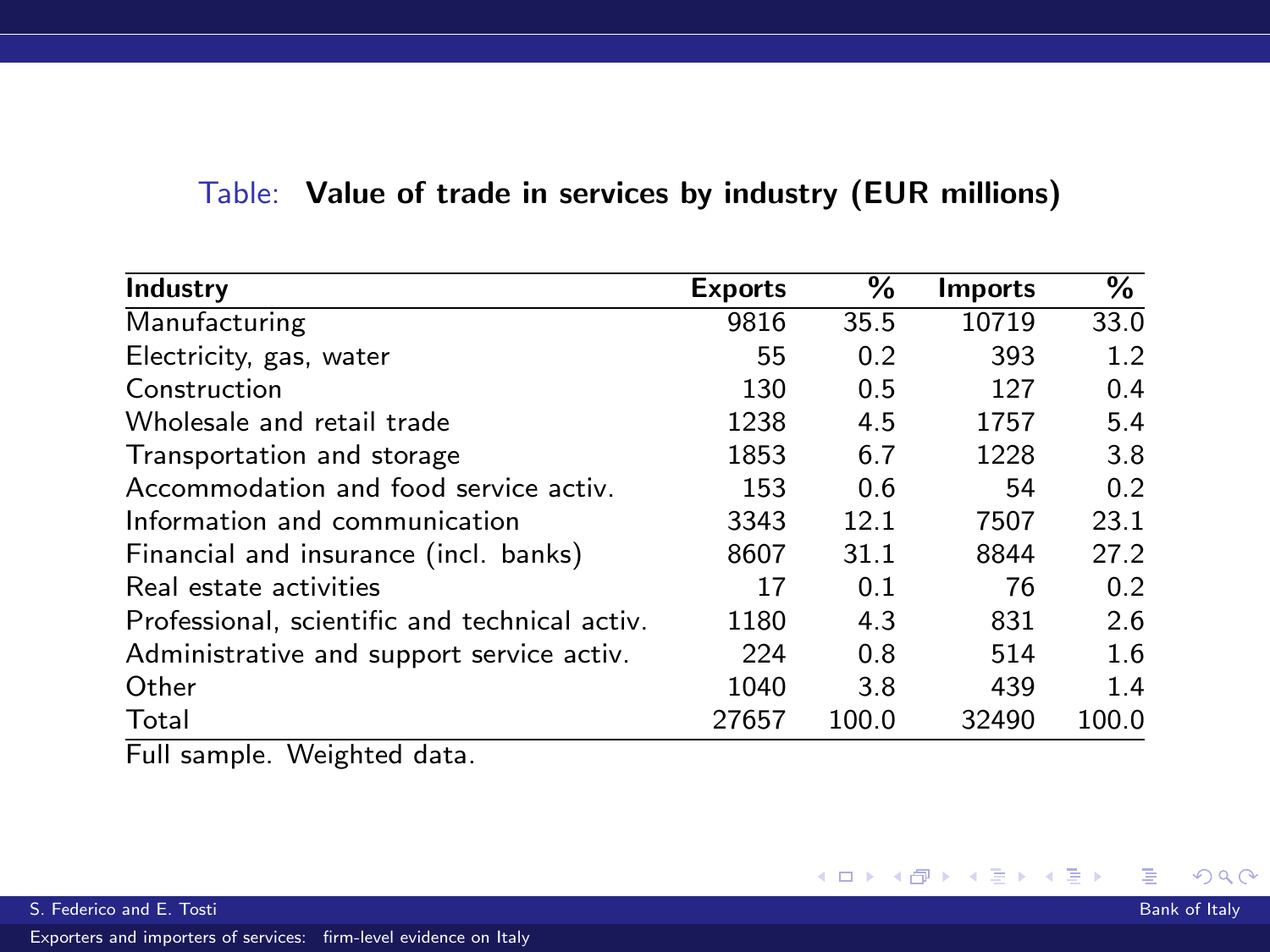Table: **Value of trade in services by industry (EUR millions)**

| Industry | Exports | % | Imports | % |
|---|---|---|---|---|
| Manufacturing | 9816 | 35.5 | 10719 | 33.0 |
| Electricity, gas, water | 55 | 0.2 | 393 | 1.2 |
| Construction | 130 | 0.5 | 127 | 0.4 |
| Wholesale and retail trade | 1238 | 4.5 | 1757 | 5.4 |
| Transportation and storage | 1853 | 6.7 | 1228 | 3.8 |
| Accommodation and food service activ. | 153 | 0.6 | 54 | 0.2 |
| Information and communication | 3343 | 12.1 | 7507 | 23.1 |
| Financial and insurance (incl. banks) | 8607 | 31.1 | 8844 | 27.2 |
| Real estate activities | 17 | 0.1 | 76 | 0.2 |
| Professional, scientific and technical activ. | 1180 | 4.3 | 831 | 2.6 |
| Administrative and support service activ. | 224 | 0.8 | 514 | 1.6 |
| Other | 1040 | 3.8 | 439 | 1.4 |
| Total | 27657 | 100.0 | 32490 | 100.0 |

Full sample. Weighted data.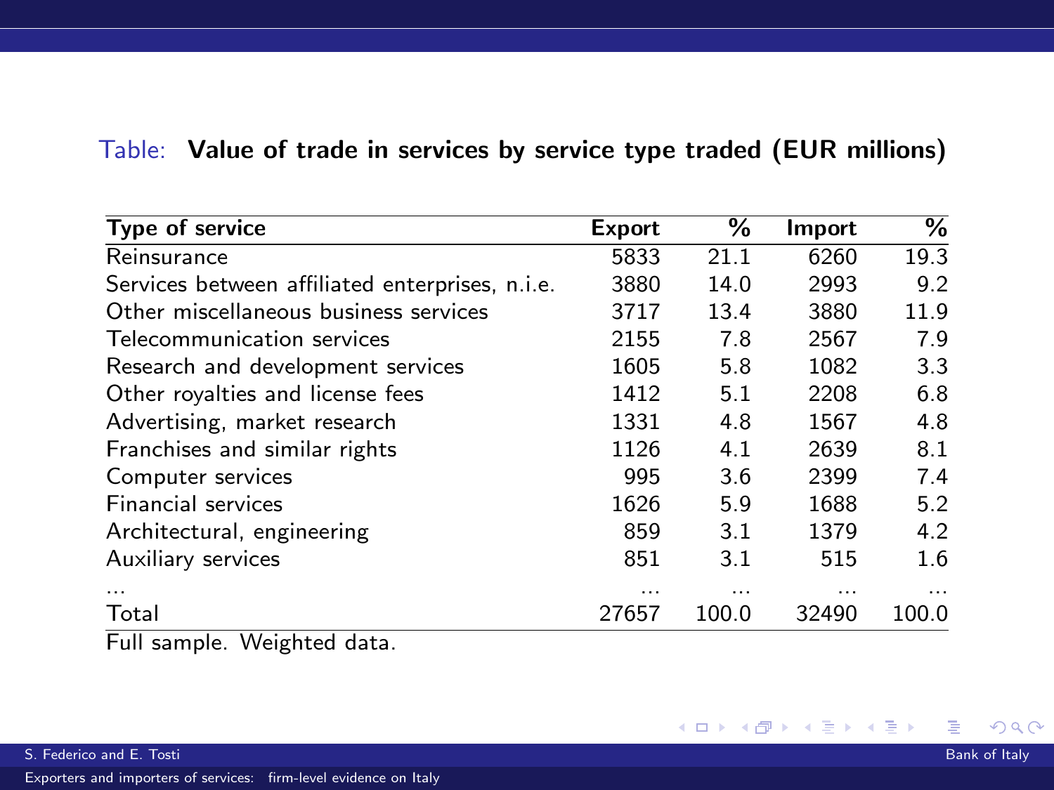Table: **Value of trade in services by service type traded (EUR millions)**

| Type of service | Export | % | Import | % |
|---|---|---|---|---|
| Reinsurance | 5833 | 21.1 | 6260 | 19.3 |
| Services between affiliated enterprises, n.i.e. | 3880 | 14.0 | 2993 | 9.2 |
| Other miscellaneous business services | 3717 | 13.4 | 3880 | 11.9 |
| Telecommunication services | 2155 | 7.8 | 2567 | 7.9 |
| Research and development services | 1605 | 5.8 | 1082 | 3.3 |
| Other royalties and license fees | 1412 | 5.1 | 2208 | 6.8 |
| Advertising, market research | 1331 | 4.8 | 1567 | 4.8 |
| Franchises and similar rights | 1126 | 4.1 | 2639 | 8.1 |
| Computer services | 995 | 3.6 | 2399 | 7.4 |
| Financial services | 1626 | 5.9 | 1688 | 5.2 |
| Architectural, engineering | 859 | 3.1 | 1379 | 4.2 |
| Auxiliary services | 851 | 3.1 | 515 | 1.6 |
| ... | ... | ... | ... | ... |
| Total | 27657 | 100.0 | 32490 | 100.0 |

Full sample. Weighted data.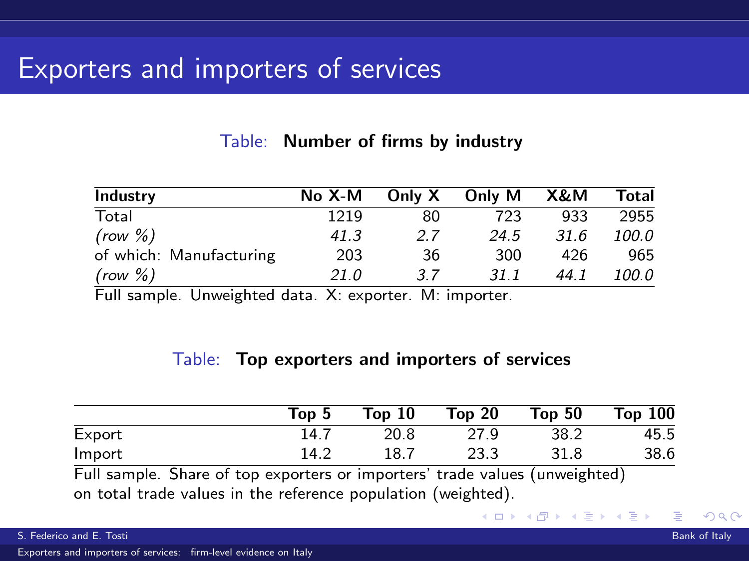# Exporters and importers of services

Table: **Number of firms by industry**

| Industry | No X-M | Only X | Only M | X&M | Total |
|---|---|---|---|---|---|
| Total | 1219 | 80 | 723 | 933 | 2955 |
| *(row %)* | *41.3* | *2.7* | *24.5* | *31.6* | *100.0* |
| of which: Manufacturing | 203 | 36 | 300 | 426 | 965 |
| *(row %)* | *21.0* | *3.7* | *31.1* | *44.1* | *100.0* |

Full sample. Unweighted data. X: exporter. M: importer.

Table: **Top exporters and importers of services**

| | Top 5 | Top 10 | Top 20 | Top 50 | Top 100 |
|---|---|---|---|---|---|
| Export | 14.7 | 20.8 | 27.9 | 38.2 | 45.5 |
| Import | 14.2 | 18.7 | 23.3 | 31.8 | 38.6 |

Full sample. Share of top exporters or importers' trade values (unweighted) on total trade values in the reference population (weighted).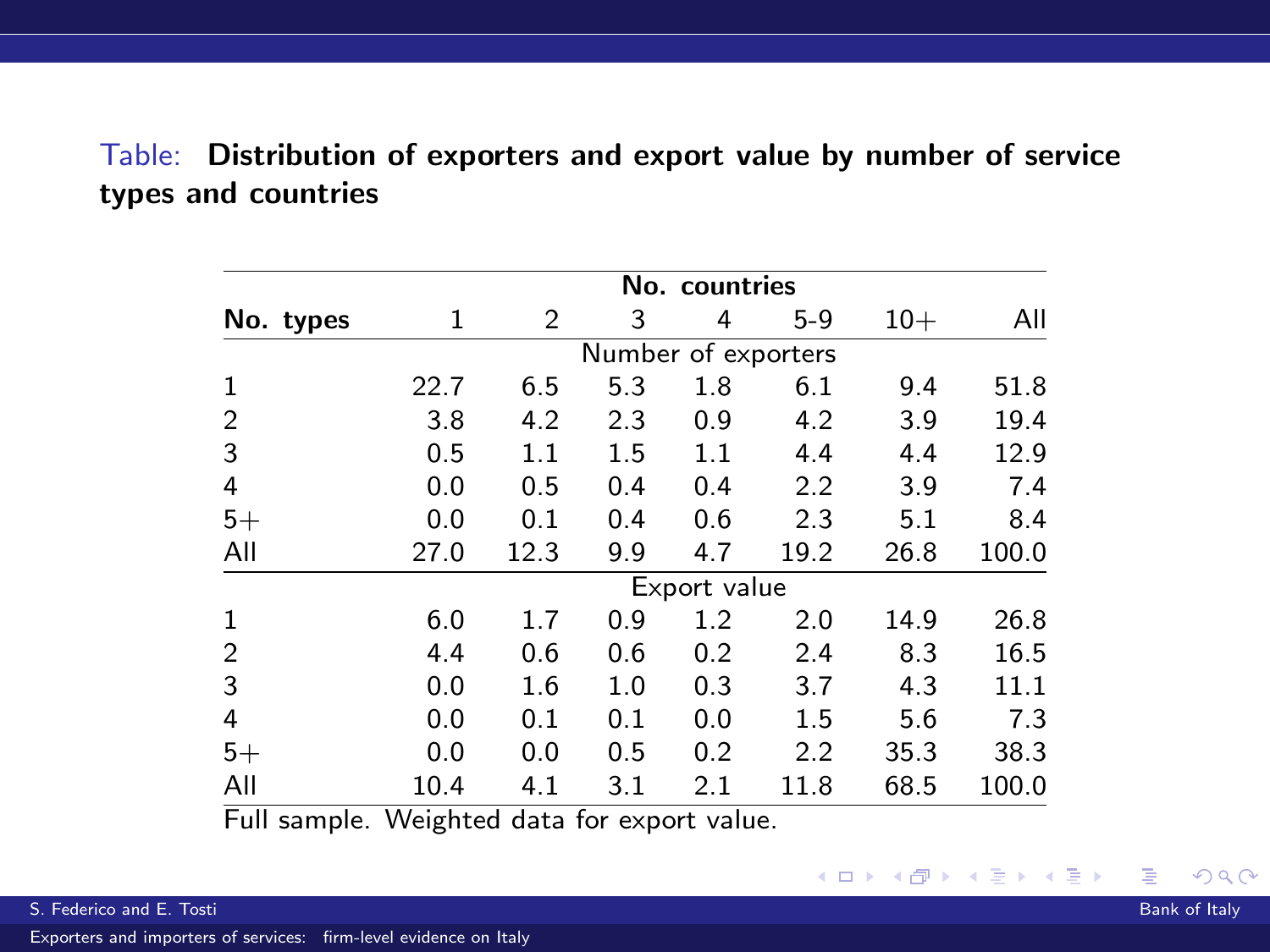Table: **Distribution of exporters and export value by number of service types and countries**

| No. types | 1 | 2 | 3 | 4 | 5-9 | 10+ | All |
|---|---|---|---|---|---|---|---|
| | **No. countries** | | | | | | |
| | Number of exporters | | | | | | |
| 1 | 22.7 | 6.5 | 5.3 | 1.8 | 6.1 | 9.4 | 51.8 |
| 2 | 3.8 | 4.2 | 2.3 | 0.9 | 4.2 | 3.9 | 19.4 |
| 3 | 0.5 | 1.1 | 1.5 | 1.1 | 4.4 | 4.4 | 12.9 |
| 4 | 0.0 | 0.5 | 0.4 | 0.4 | 2.2 | 3.9 | 7.4 |
| 5+ | 0.0 | 0.1 | 0.4 | 0.6 | 2.3 | 5.1 | 8.4 |
| All | 27.0 | 12.3 | 9.9 | 4.7 | 19.2 | 26.8 | 100.0 |
| | Export value | | | | | | |
| 1 | 6.0 | 1.7 | 0.9 | 1.2 | 2.0 | 14.9 | 26.8 |
| 2 | 4.4 | 0.6 | 0.6 | 0.2 | 2.4 | 8.3 | 16.5 |
| 3 | 0.0 | 1.6 | 1.0 | 0.3 | 3.7 | 4.3 | 11.1 |
| 4 | 0.0 | 0.1 | 0.1 | 0.0 | 1.5 | 5.6 | 7.3 |
| 5+ | 0.0 | 0.0 | 0.5 | 0.2 | 2.2 | 35.3 | 38.3 |
| All | 10.4 | 4.1 | 3.1 | 2.1 | 11.8 | 68.5 | 100.0 |

Full sample. Weighted data for export value.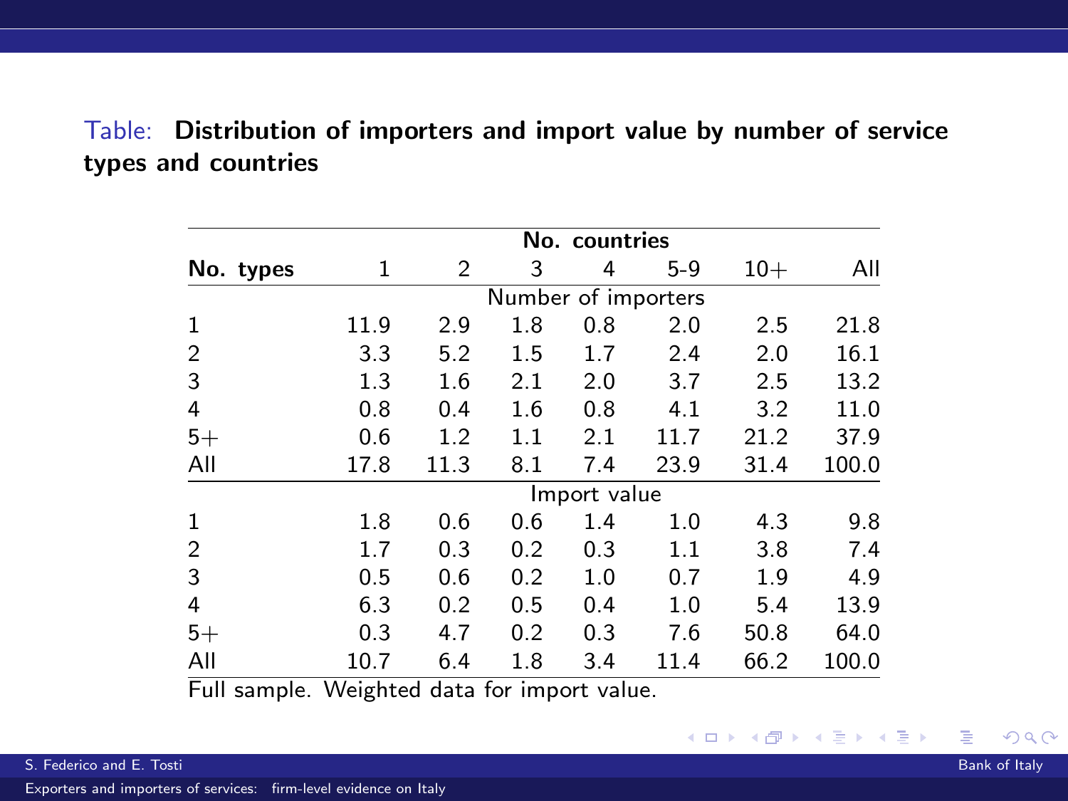Table: **Distribution of importers and import value by number of service types and countries**

| No. types | No. countries 1 | 2 | 3 | 4 | 5-9 | 10+ | All |
|---|---|---|---|---|---|---|---|
| | **Number of importers** | | | | | | |
| 1 | 11.9 | 2.9 | 1.8 | 0.8 | 2.0 | 2.5 | 21.8 |
| 2 | 3.3 | 5.2 | 1.5 | 1.7 | 2.4 | 2.0 | 16.1 |
| 3 | 1.3 | 1.6 | 2.1 | 2.0 | 3.7 | 2.5 | 13.2 |
| 4 | 0.8 | 0.4 | 1.6 | 0.8 | 4.1 | 3.2 | 11.0 |
| 5+ | 0.6 | 1.2 | 1.1 | 2.1 | 11.7 | 21.2 | 37.9 |
| All | 17.8 | 11.3 | 8.1 | 7.4 | 23.9 | 31.4 | 100.0 |
| | **Import value** | | | | | | |
| 1 | 1.8 | 0.6 | 0.6 | 1.4 | 1.0 | 4.3 | 9.8 |
| 2 | 1.7 | 0.3 | 0.2 | 0.3 | 1.1 | 3.8 | 7.4 |
| 3 | 0.5 | 0.6 | 0.2 | 1.0 | 0.7 | 1.9 | 4.9 |
| 4 | 6.3 | 0.2 | 0.5 | 0.4 | 1.0 | 5.4 | 13.9 |
| 5+ | 0.3 | 4.7 | 0.2 | 0.3 | 7.6 | 50.8 | 64.0 |
| All | 10.7 | 6.4 | 1.8 | 3.4 | 11.4 | 66.2 | 100.0 |

Full sample. Weighted data for import value.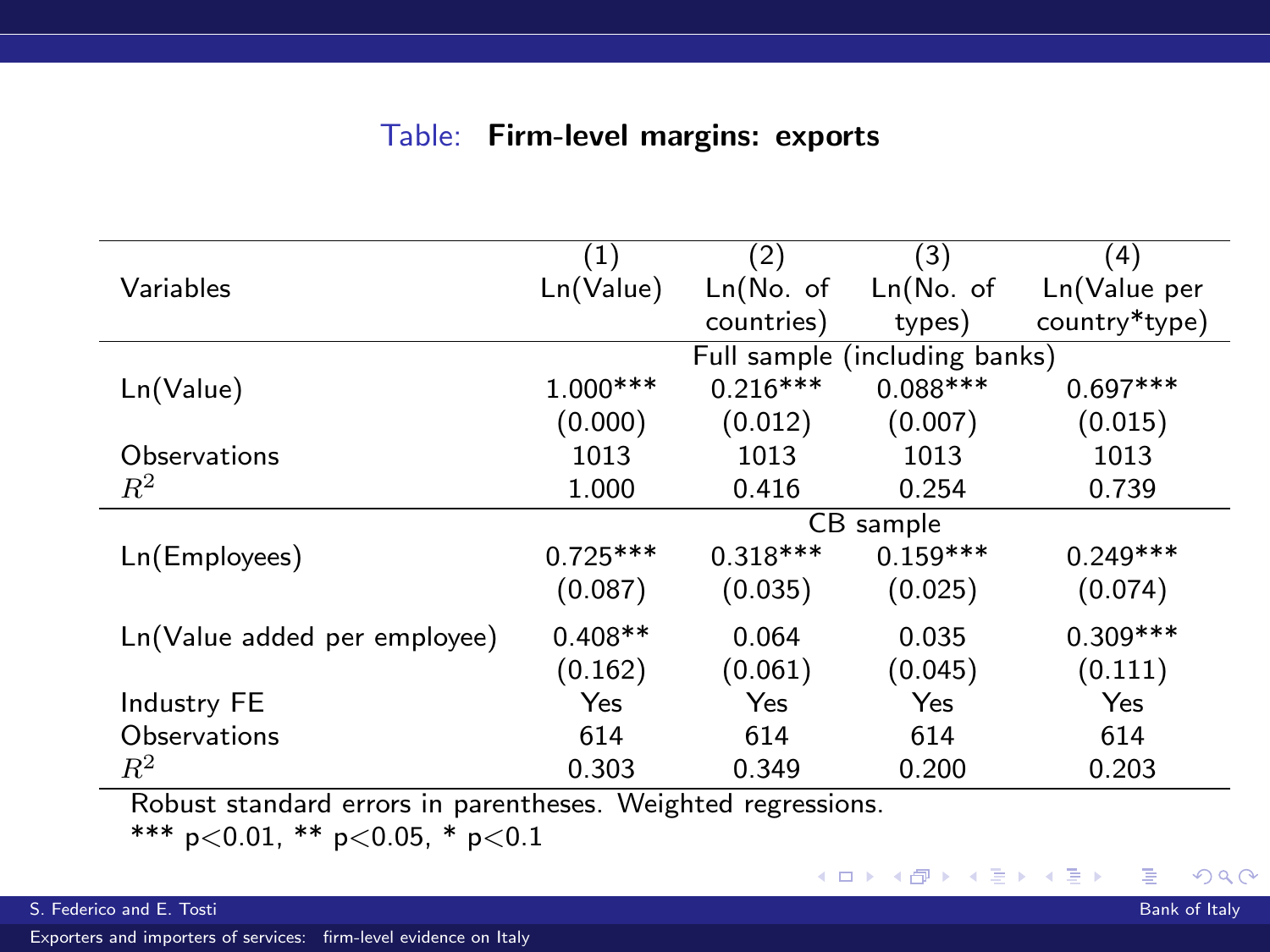Table: **Firm-level margins: exports**

| Variables | (1) Ln(Value) | (2) Ln(No. of countries) | (3) Ln(No. of types) | (4) Ln(Value per country*type) |
|---|---|---|---|---|
| | Full sample (including banks) | | | |
| Ln(Value) | 1.000*** | 0.216*** | 0.088*** | 0.697*** |
| | (0.000) | (0.012) | (0.007) | (0.015) |
| Observations | 1013 | 1013 | 1013 | 1013 |
| $R^2$ | 1.000 | 0.416 | 0.254 | 0.739 |
| | CB sample | | | |
| Ln(Employees) | 0.725*** | 0.318*** | 0.159*** | 0.249*** |
| | (0.087) | (0.035) | (0.025) | (0.074) |
| Ln(Value added per employee) | 0.408** | 0.064 | 0.035 | 0.309*** |
| | (0.162) | (0.061) | (0.045) | (0.111) |
| Industry FE | Yes | Yes | Yes | Yes |
| Observations | 614 | 614 | 614 | 614 |
| $R^2$ | 0.303 | 0.349 | 0.200 | 0.203 |

Robust standard errors in parentheses. Weighted regressions.
*** p<0.01, ** p<0.05, * p<0.1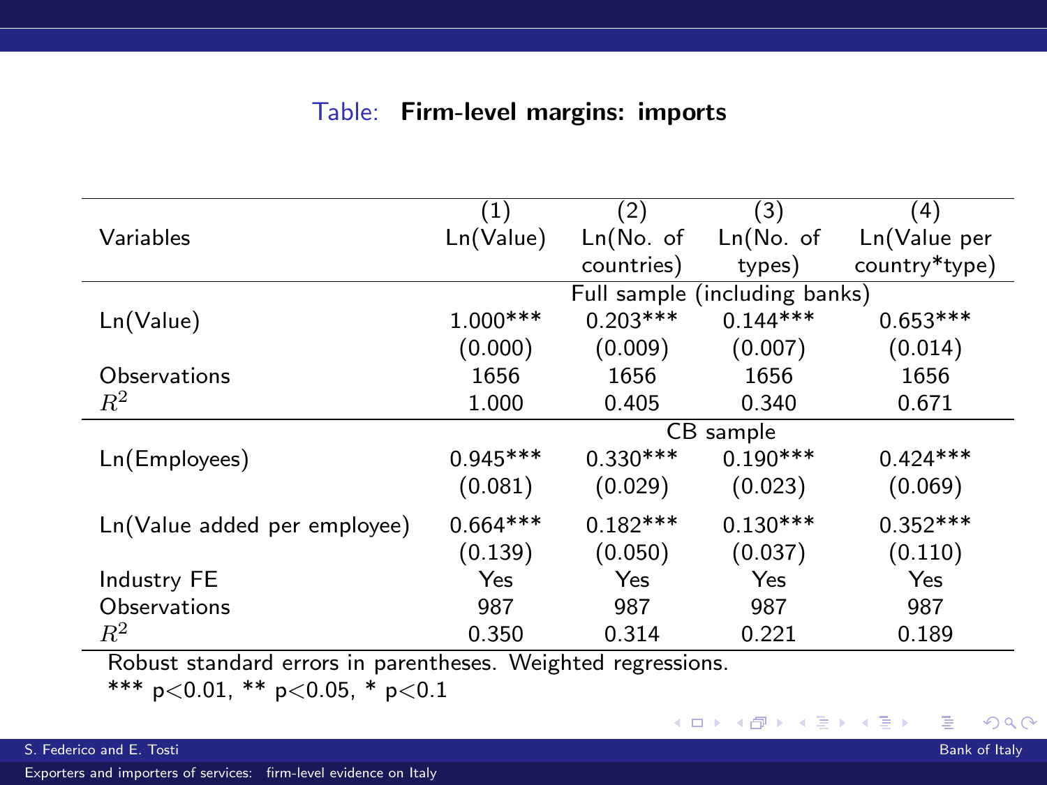Table: **Firm-level margins: imports**

| Variables | (1) Ln(Value) | (2) Ln(No. of countries) | (3) Ln(No. of types) | (4) Ln(Value per country*type) |
|---|---|---|---|---|
| | Full sample (including banks) | | | |
| Ln(Value) | 1.000*** | 0.203*** | 0.144*** | 0.653*** |
| | (0.000) | (0.009) | (0.007) | (0.014) |
| Observations | 1656 | 1656 | 1656 | 1656 |
| $R^2$ | 1.000 | 0.405 | 0.340 | 0.671 |
| | CB sample | | | |
| Ln(Employees) | 0.945*** | 0.330*** | 0.190*** | 0.424*** |
| | (0.081) | (0.029) | (0.023) | (0.069) |
| Ln(Value added per employee) | 0.664*** | 0.182*** | 0.130*** | 0.352*** |
| | (0.139) | (0.050) | (0.037) | (0.110) |
| Industry FE | Yes | Yes | Yes | Yes |
| Observations | 987 | 987 | 987 | 987 |
| $R^2$ | 0.350 | 0.314 | 0.221 | 0.189 |

Robust standard errors in parentheses. Weighted regressions.
*** $p<0.01$, ** $p<0.05$, * $p<0.1$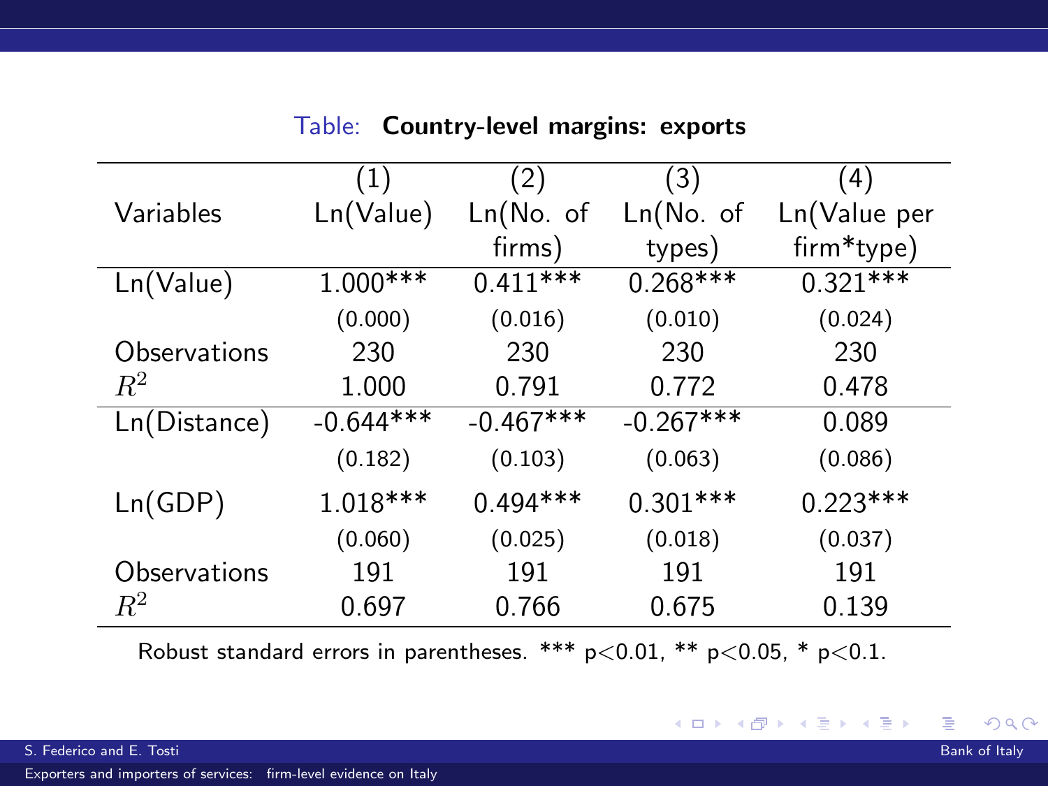Table: **Country-level margins: exports**

| Variables | (1) Ln(Value) | (2) Ln(No. of firms) | (3) Ln(No. of types) | (4) Ln(Value per firm*type) |
|---|---|---|---|---|
| Ln(Value) | 1.000*** | 0.411*** | 0.268*** | 0.321*** |
| | (0.000) | (0.016) | (0.010) | (0.024) |
| Observations | 230 | 230 | 230 | 230 |
| $R^2$ | 1.000 | 0.791 | 0.772 | 0.478 |
| Ln(Distance) | -0.644*** | -0.467*** | -0.267*** | 0.089 |
| | (0.182) | (0.103) | (0.063) | (0.086) |
| Ln(GDP) | 1.018*** | 0.494*** | 0.301*** | 0.223*** |
| | (0.060) | (0.025) | (0.018) | (0.037) |
| Observations | 191 | 191 | 191 | 191 |
| $R^2$ | 0.697 | 0.766 | 0.675 | 0.139 |

Robust standard errors in parentheses. *** p<0.01, ** p<0.05, * p<0.1.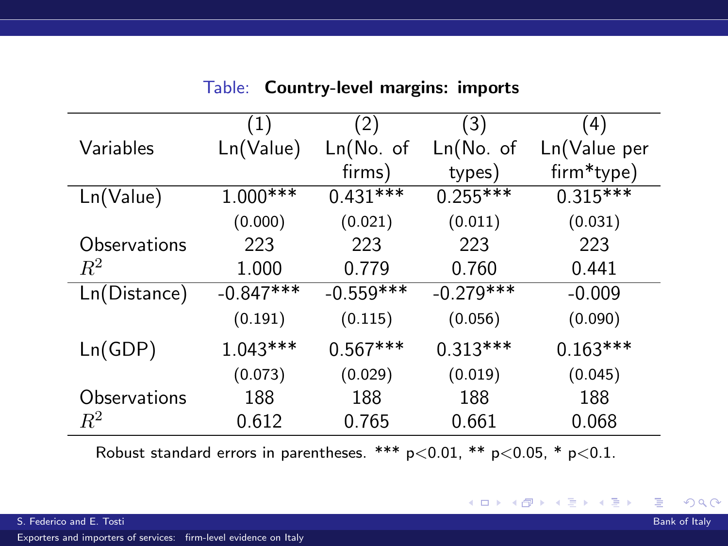Table: **Country-level margins: imports**

| Variables | (1) Ln(Value) | (2) Ln(No. of firms) | (3) Ln(No. of types) | (4) Ln(Value per firm*type) |
|---|---|---|---|---|
| Ln(Value) | 1.000*** | 0.431*** | 0.255*** | 0.315*** |
| | (0.000) | (0.021) | (0.011) | (0.031) |
| Observations | 223 | 223 | 223 | 223 |
| $R^2$ | 1.000 | 0.779 | 0.760 | 0.441 |
| Ln(Distance) | -0.847*** | -0.559*** | -0.279*** | -0.009 |
| | (0.191) | (0.115) | (0.056) | (0.090) |
| Ln(GDP) | 1.043*** | 0.567*** | 0.313*** | 0.163*** |
| | (0.073) | (0.029) | (0.019) | (0.045) |
| Observations | 188 | 188 | 188 | 188 |
| $R^2$ | 0.612 | 0.765 | 0.661 | 0.068 |

Robust standard errors in parentheses. *** p<0.01, ** p<0.05, * p<0.1.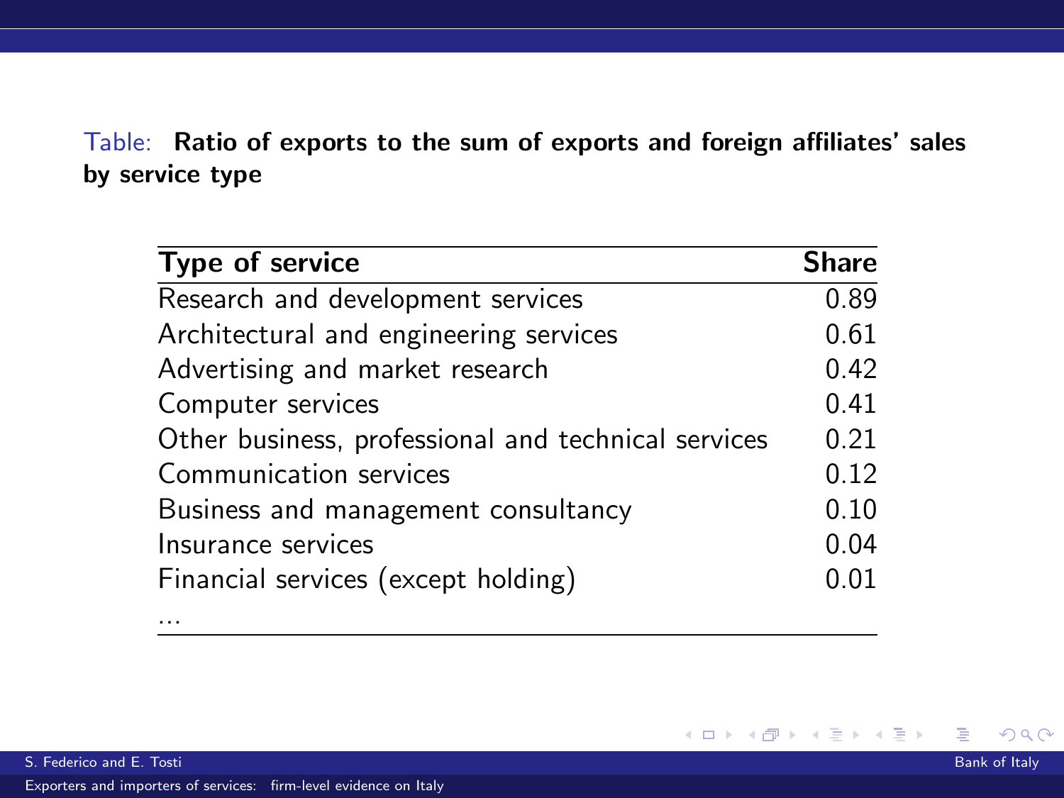Table: **Ratio of exports to the sum of exports and foreign affiliates' sales by service type**

| Type of service | Share |
|---|---|
| Research and development services | 0.89 |
| Architectural and engineering services | 0.61 |
| Advertising and market research | 0.42 |
| Computer services | 0.41 |
| Other business, professional and technical services | 0.21 |
| Communication services | 0.12 |
| Business and management consultancy | 0.10 |
| Insurance services | 0.04 |
| Financial services (except holding) | 0.01 |
| ... | |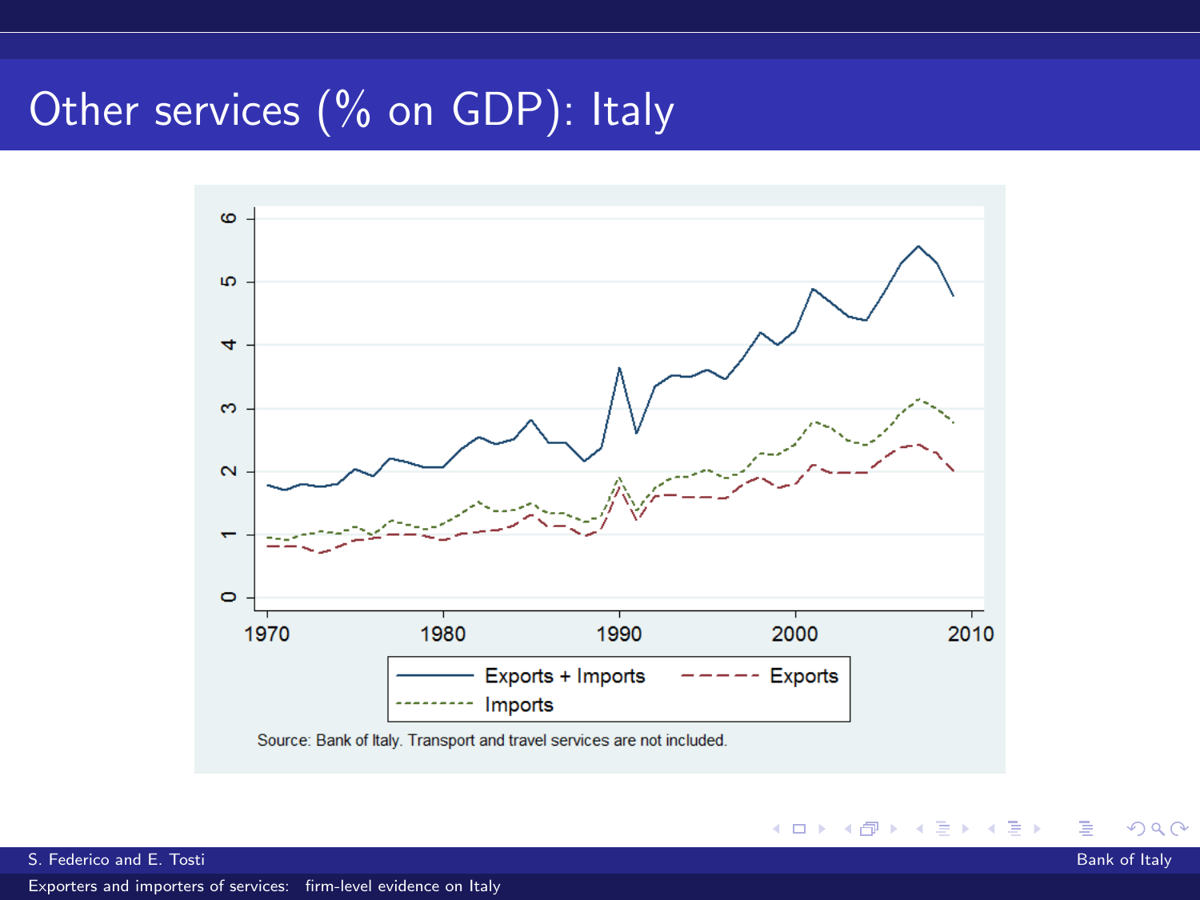# Other services (% on GDP): Italy

Source: Bank of Italy. Transport and travel services are not included.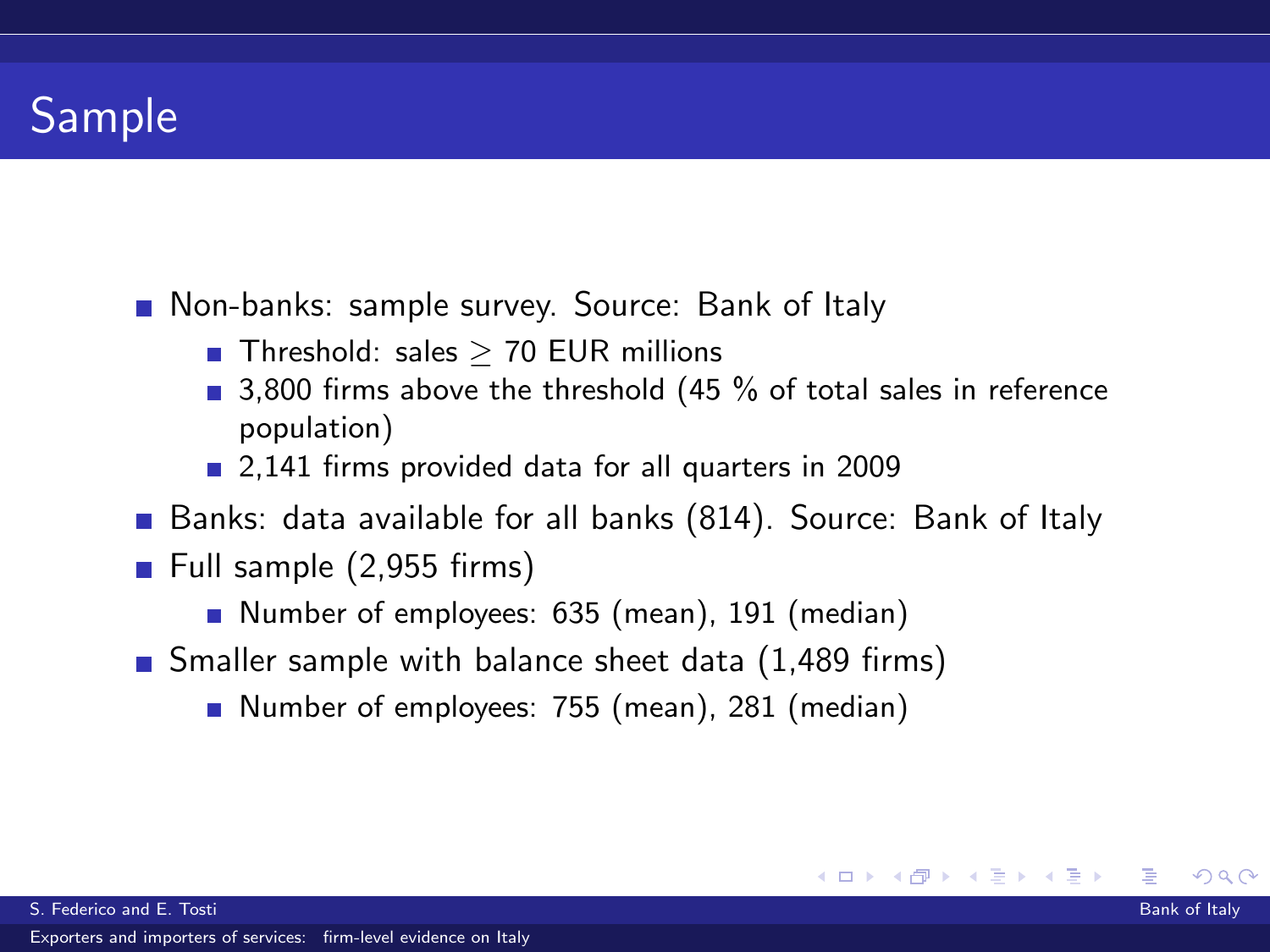# Sample

- Non-banks: sample survey. Source: Bank of Italy
  - Threshold: sales $\geq$ 70 EUR millions
  - 3,800 firms above the threshold (45 % of total sales in reference population)
  - 2,141 firms provided data for all quarters in 2009
- Banks: data available for all banks (814). Source: Bank of Italy
- Full sample (2,955 firms)
  - Number of employees: 635 (mean), 191 (median)
- Smaller sample with balance sheet data (1,489 firms)
  - Number of employees: 755 (mean), 281 (median)